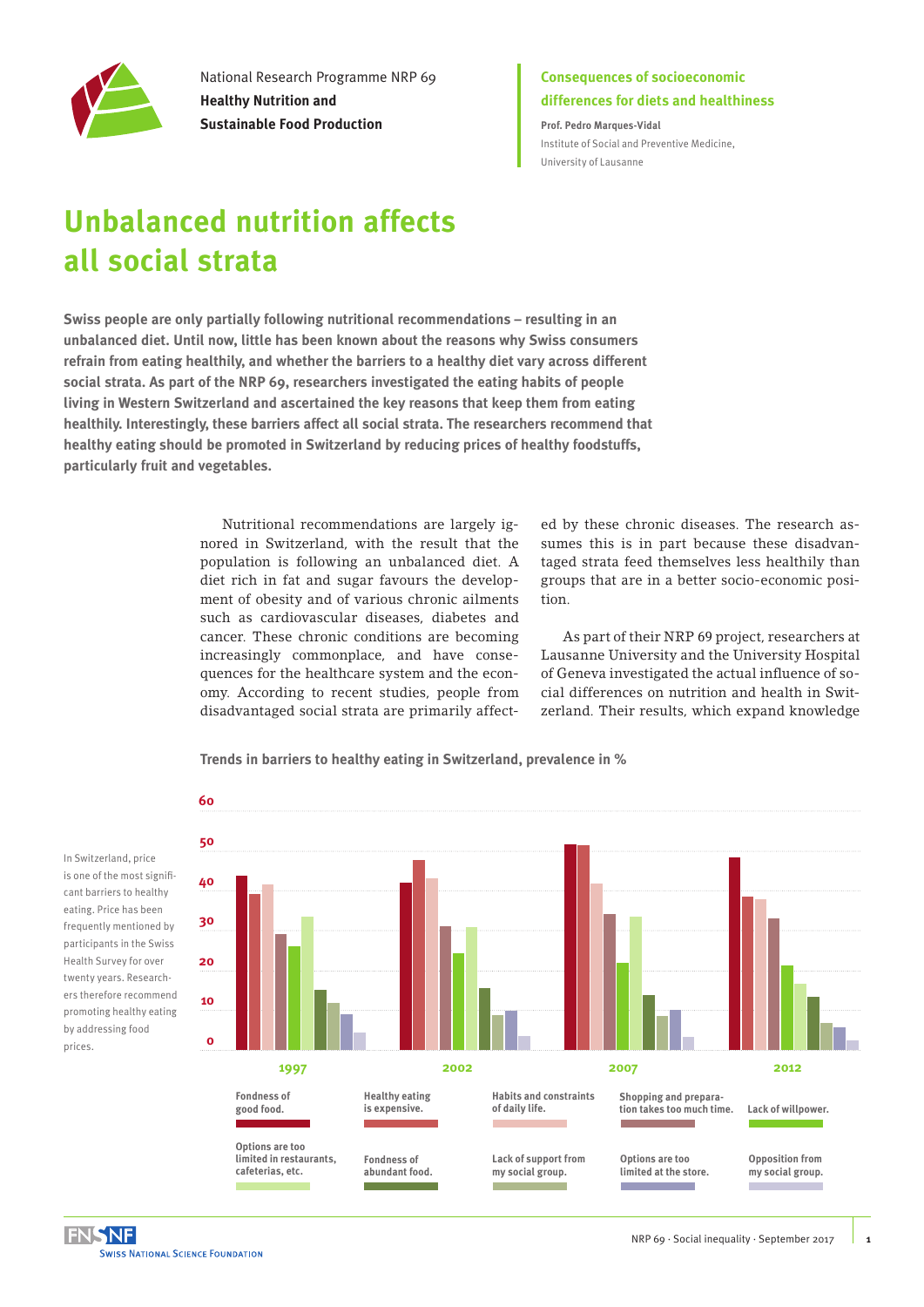National Research Programme NRP 69
**Healthy Nutrition and Sustainable Food Production**

**Consequences of socioeconomic differences for diets and healthiness**

**Prof. Pedro Marques-Vidal**
Institute of Social and Preventive Medicine, University of Lausanne

# Unbalanced nutrition affects all social strata

**Swiss people are only partially following nutritional recommendations – resulting in an unbalanced diet. Until now, little has been known about the reasons why Swiss consumers refrain from eating healthily, and whether the barriers to a healthy diet vary across different social strata. As part of the NRP 69, researchers investigated the eating habits of people living in Western Switzerland and ascertained the key reasons that keep them from eating healthily. Interestingly, these barriers affect all social strata. The researchers recommend that healthy eating should be promoted in Switzerland by reducing prices of healthy foodstuffs, particularly fruit and vegetables.**

Nutritional recommendations are largely ignored in Switzerland, with the result that the population is following an unbalanced diet. A diet rich in fat and sugar favours the development of obesity and of various chronic ailments such as cardiovascular diseases, diabetes and cancer. These chronic conditions are becoming increasingly commonplace, and have consequences for the healthcare system and the economy. According to recent studies, people from disadvantaged social strata are primarily affected by these chronic diseases. The research assumes this is in part because these disadvantaged strata feed themselves less healthily than groups that are in a better socio-economic position.

As part of their NRP 69 project, researchers at Lausanne University and the University Hospital of Geneva investigated the actual influence of social differences on nutrition and health in Switzerland. Their results, which expand knowledge

**Trends in barriers to healthy eating in Switzerland, prevalence in %**

| Barrier | 1997 | 2002 | 2007 | 2012 |
|---|---|---|---|---|
| Fondness of good food. | 44 | 42 | 52 | 48 |
| Healthy eating is expensive. | 39 | 48 | 52 | 39 |
| Habits and constraints of daily life. | 41 | 43 | 42 | 38 |
| Shopping and preparation takes too much time. | 29 | 31 | 34 | 33 |
| Lack of willpower. | 26 | 24 | 22 | 21 |
| Options are too limited in restaurants, cafeterias, etc. | 34 | 31 | 34 | 17 |
| Fondness of abundant food. | 15 | 16 | 14 | 13 |
| Lack of support from my social group. | 12 | 9 | 9 | 7 |
| Options are too limited at the store. | 9 | 10 | 10 | 6 |
| Opposition from my social group. | 4 | 3 | 3 | 2 |

In Switzerland, price is one of the most significant barriers to healthy eating. Price has been frequently mentioned by participants in the Swiss Health Survey for over twenty years. Researchers therefore recommend promoting healthy eating by addressing food prices.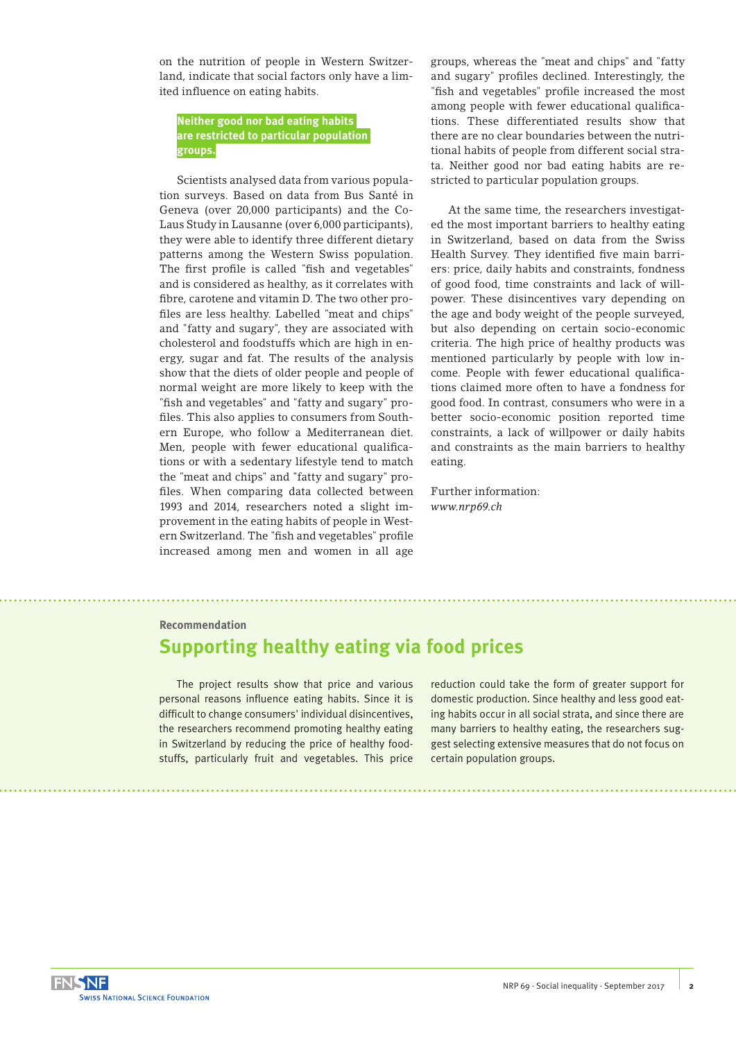on the nutrition of people in Western Switzerland, indicate that social factors only have a limited influence on eating habits.

**Neither good nor bad eating habits are restricted to particular population groups.**

Scientists analysed data from various population surveys. Based on data from Bus Santé in Geneva (over 20,000 participants) and the CoLaus Study in Lausanne (over 6,000 participants), they were able to identify three different dietary patterns among the Western Swiss population. The first profile is called "fish and vegetables" and is considered as healthy, as it correlates with fibre, carotene and vitamin D. The two other profiles are less healthy. Labelled "meat and chips" and "fatty and sugary", they are associated with cholesterol and foodstuffs which are high in energy, sugar and fat. The results of the analysis show that the diets of older people and people of normal weight are more likely to keep with the "fish and vegetables" and "fatty and sugary" profiles. This also applies to consumers from Southern Europe, who follow a Mediterranean diet. Men, people with fewer educational qualifications or with a sedentary lifestyle tend to match the "meat and chips" and "fatty and sugary" profiles. When comparing data collected between 1993 and 2014, researchers noted a slight improvement in the eating habits of people in Western Switzerland. The "fish and vegetables" profile increased among men and women in all age groups, whereas the "meat and chips" and "fatty and sugary" profiles declined. Interestingly, the "fish and vegetables" profile increased the most among people with fewer educational qualifications. These differentiated results show that there are no clear boundaries between the nutritional habits of people from different social strata. Neither good nor bad eating habits are restricted to particular population groups.

At the same time, the researchers investigated the most important barriers to healthy eating in Switzerland, based on data from the Swiss Health Survey. They identified five main barriers: price, daily habits and constraints, fondness of good food, time constraints and lack of willpower. These disincentives vary depending on the age and body weight of the people surveyed, but also depending on certain socio-economic criteria. The high price of healthy products was mentioned particularly by people with low income. People with fewer educational qualifications claimed more often to have a fondness for good food. In contrast, consumers who were in a better socio-economic position reported time constraints, a lack of willpower or daily habits and constraints as the main barriers to healthy eating.

Further information:
*www.nrp69.ch*

**Recommendation**

## Supporting healthy eating via food prices

The project results show that price and various personal reasons influence eating habits. Since it is difficult to change consumers' individual disincentives, the researchers recommend promoting healthy eating in Switzerland by reducing the price of healthy foodstuffs, particularly fruit and vegetables. This price reduction could take the form of greater support for domestic production. Since healthy and less good eating habits occur in all social strata, and since there are many barriers to healthy eating, the researchers suggest selecting extensive measures that do not focus on certain population groups.